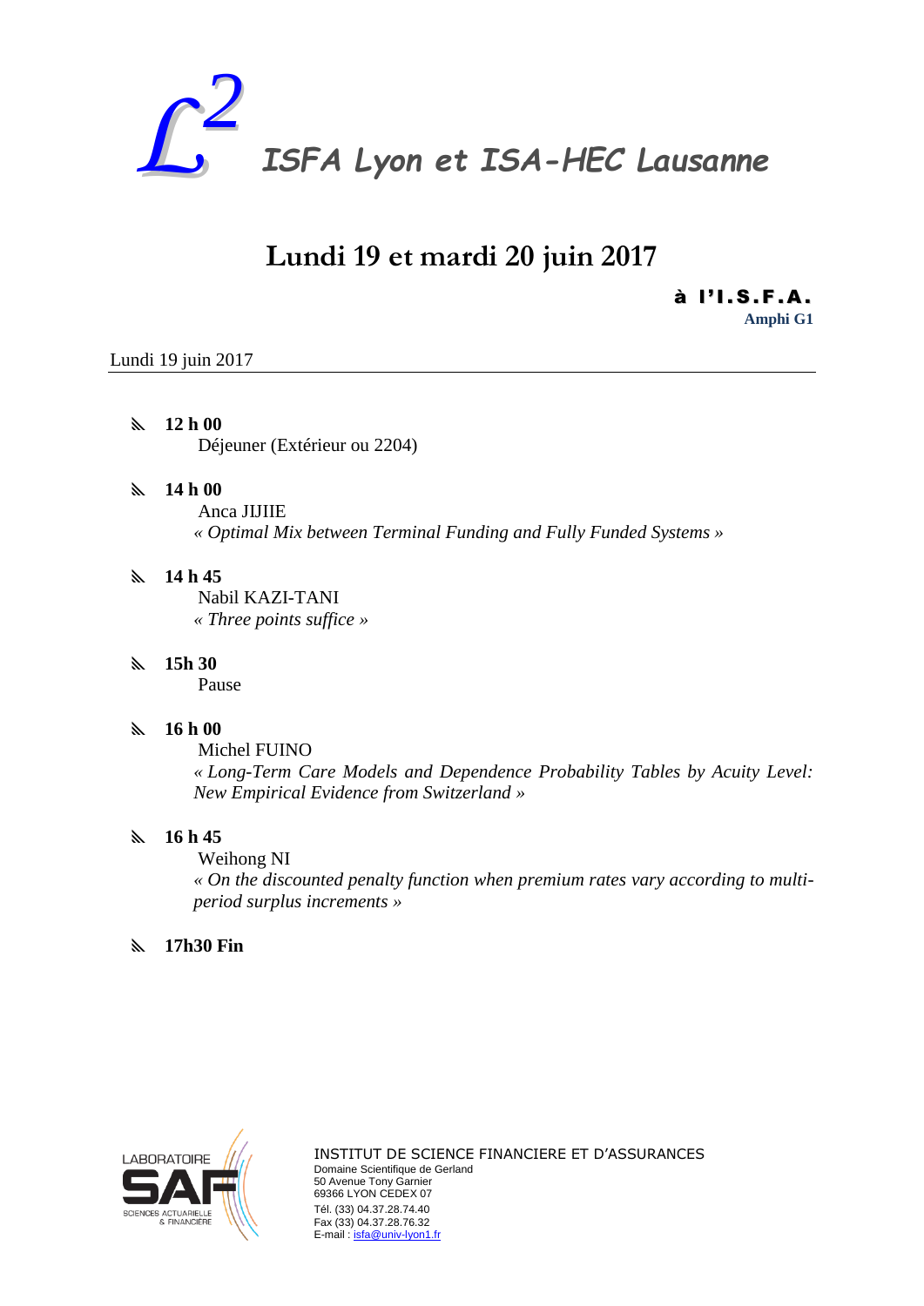# $\mathcal{L}^2$ ISFA Lyon et ISA-HEC Lausanne

## Lundi 19 et mardi 20 juin 2017

**à l'I.S.F.A.**
**Amphi G1**

Lundi 19 juin 2017

- **12 h 00**
  Déjeuner (Extérieur ou 2204)

- **14 h 00**
  Anca JIJIIE
  *« Optimal Mix between Terminal Funding and Fully Funded Systems »*

- **14 h 45**
  Nabil KAZI-TANI
  *« Three points suffice »*

- **15h 30**
  Pause

- **16 h 00**
  Michel FUINO
  *« Long-Term Care Models and Dependence Probability Tables by Acuity Level: New Empirical Evidence from Switzerland »*

- **16 h 45**
  Weihong NI
  *« On the discounted penalty function when premium rates vary according to multi-period surplus increments »*

- **17h30 Fin**

LABORATOIRE SAF
SCIENCES ACTUARIELLE & FINANCIÈRE

INSTITUT DE SCIENCE FINANCIERE ET D'ASSURANCES
Domaine Scientifique de Gerland
50 Avenue Tony Garnier
69366 LYON CEDEX 07
Tél. (33) 04.37.28.74.40
Fax (33) 04.37.28.76.32
E-mail : isfa@univ-lyon1.fr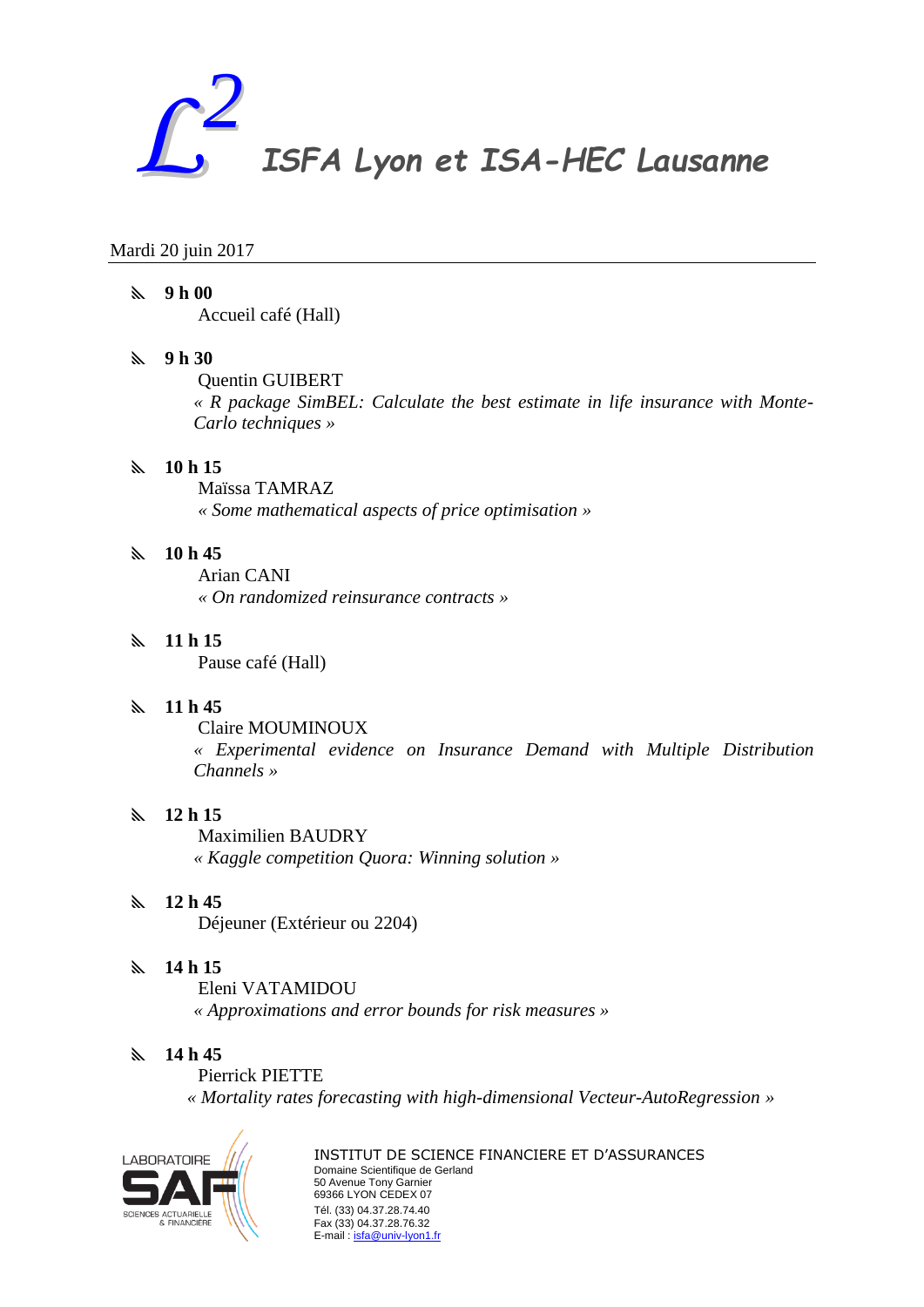# $L^2$ ISFA Lyon et ISA-HEC Lausanne

Mardi 20 juin 2017

- **9 h 00**
  Accueil café (Hall)

- **9 h 30**
  Quentin GUIBERT
  *« R package SimBEL: Calculate the best estimate in life insurance with Monte-Carlo techniques »*

- **10 h 15**
  Maïssa TAMRAZ
  *« Some mathematical aspects of price optimisation »*

- **10 h 45**
  Arian CANI
  *« On randomized reinsurance contracts »*

- **11 h 15**
  Pause café (Hall)

- **11 h 45**
  Claire MOUMINOUX
  *« Experimental evidence on Insurance Demand with Multiple Distribution Channels »*

- **12 h 15**
  Maximilien BAUDRY
  *« Kaggle competition Quora: Winning solution »*

- **12 h 45**
  Déjeuner (Extérieur ou 2204)

- **14 h 15**
  Eleni VATAMIDOU
  *« Approximations and error bounds for risk measures »*

- **14 h 45**
  Pierrick PIETTE
  *« Mortality rates forecasting with high-dimensional Vecteur-AutoRegression »*

LABORATOIRE SAF
SCIENCES ACTUARIELLE & FINANCIÈRE

INSTITUT DE SCIENCE FINANCIERE ET D'ASSURANCES
Domaine Scientifique de Gerland
50 Avenue Tony Garnier
69366 LYON CEDEX 07
Tél. (33) 04.37.28.74.40
Fax (33) 04.37.28.76.32
E-mail : isfa@univ-lyon1.fr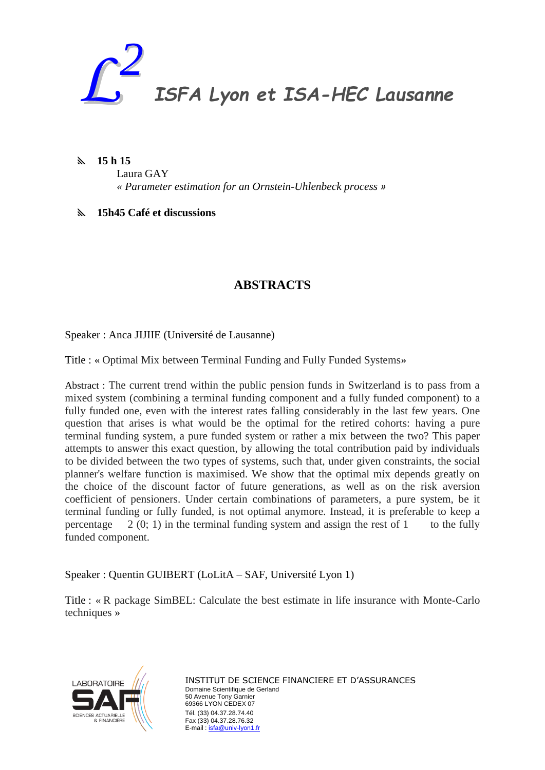# $\mathcal{L}^2$ ISFA Lyon et ISA-HEC Lausanne

- **15 h 15**
  Laura GAY
  *« Parameter estimation for an Ornstein-Uhlenbeck process »*

- **15h45 Café et discussions**

## ABSTRACTS

Speaker : Anca JIJIIE (Université de Lausanne)

Title : « Optimal Mix between Terminal Funding and Fully Funded Systems»

Abstract : The current trend within the public pension funds in Switzerland is to pass from a mixed system (combining a terminal funding component and a fully funded component) to a fully funded one, even with the interest rates falling considerably in the last few years. One question that arises is what would be the optimal for the retired cohorts: having a pure terminal funding system, a pure funded system or rather a mix between the two? This paper attempts to answer this exact question, by allowing the total contribution paid by individuals to be divided between the two types of systems, such that, under given constraints, the social planner's welfare function is maximised. We show that the optimal mix depends greatly on the choice of the discount factor of future generations, as well as on the risk aversion coefficient of pensioners. Under certain combinations of parameters, a pure system, be it terminal funding or fully funded, is not optimal anymore. Instead, it is preferable to keep a percentage 2 (0; 1) in the terminal funding system and assign the rest of 1 to the fully funded component.

Speaker : Quentin GUIBERT (LoLitA – SAF, Université Lyon 1)

Title : « R package SimBEL: Calculate the best estimate in life insurance with Monte-Carlo techniques »

LABORATOIRE SAF SCIENCES ACTUARIELLE & FINANCIÈRE

INSTITUT DE SCIENCE FINANCIERE ET D'ASSURANCES
Domaine Scientifique de Gerland
50 Avenue Tony Garnier
69366 LYON CEDEX 07
Tél. (33) 04.37.28.74.40
Fax (33) 04.37.28.76.32
E-mail : isfa@univ-lyon1.fr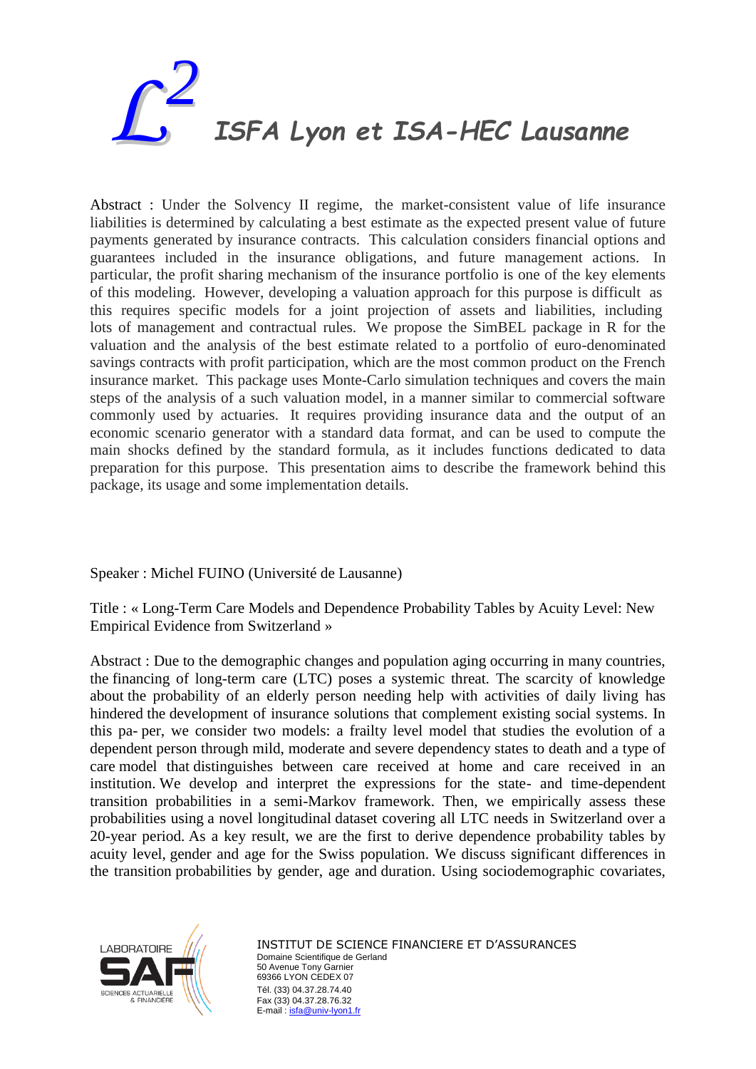Abstract : Under the Solvency II regime, the market-consistent value of life insurance liabilities is determined by calculating a best estimate as the expected present value of future payments generated by insurance contracts. This calculation considers financial options and guarantees included in the insurance obligations, and future management actions. In particular, the profit sharing mechanism of the insurance portfolio is one of the key elements of this modeling. However, developing a valuation approach for this purpose is difficult as this requires specific models for a joint projection of assets and liabilities, including lots of management and contractual rules. We propose the SimBEL package in R for the valuation and the analysis of the best estimate related to a portfolio of euro-denominated savings contracts with profit participation, which are the most common product on the French insurance market. This package uses Monte-Carlo simulation techniques and covers the main steps of the analysis of a such valuation model, in a manner similar to commercial software commonly used by actuaries. It requires providing insurance data and the output of an economic scenario generator with a standard data format, and can be used to compute the main shocks defined by the standard formula, as it includes functions dedicated to data preparation for this purpose. This presentation aims to describe the framework behind this package, its usage and some implementation details.

Speaker : Michel FUINO (Université de Lausanne)

Title : « Long-Term Care Models and Dependence Probability Tables by Acuity Level: New Empirical Evidence from Switzerland »

Abstract : Due to the demographic changes and population aging occurring in many countries, the financing of long-term care (LTC) poses a systemic threat. The scarcity of knowledge about the probability of an elderly person needing help with activities of daily living has hindered the development of insurance solutions that complement existing social systems. In this pa- per, we consider two models: a frailty level model that studies the evolution of a dependent person through mild, moderate and severe dependency states to death and a type of care model that distinguishes between care received at home and care received in an institution. We develop and interpret the expressions for the state- and time-dependent transition probabilities in a semi-Markov framework. Then, we empirically assess these probabilities using a novel longitudinal dataset covering all LTC needs in Switzerland over a 20-year period. As a key result, we are the first to derive dependence probability tables by acuity level, gender and age for the Swiss population. We discuss significant differences in the transition probabilities by gender, age and duration. Using sociodemographic covariates,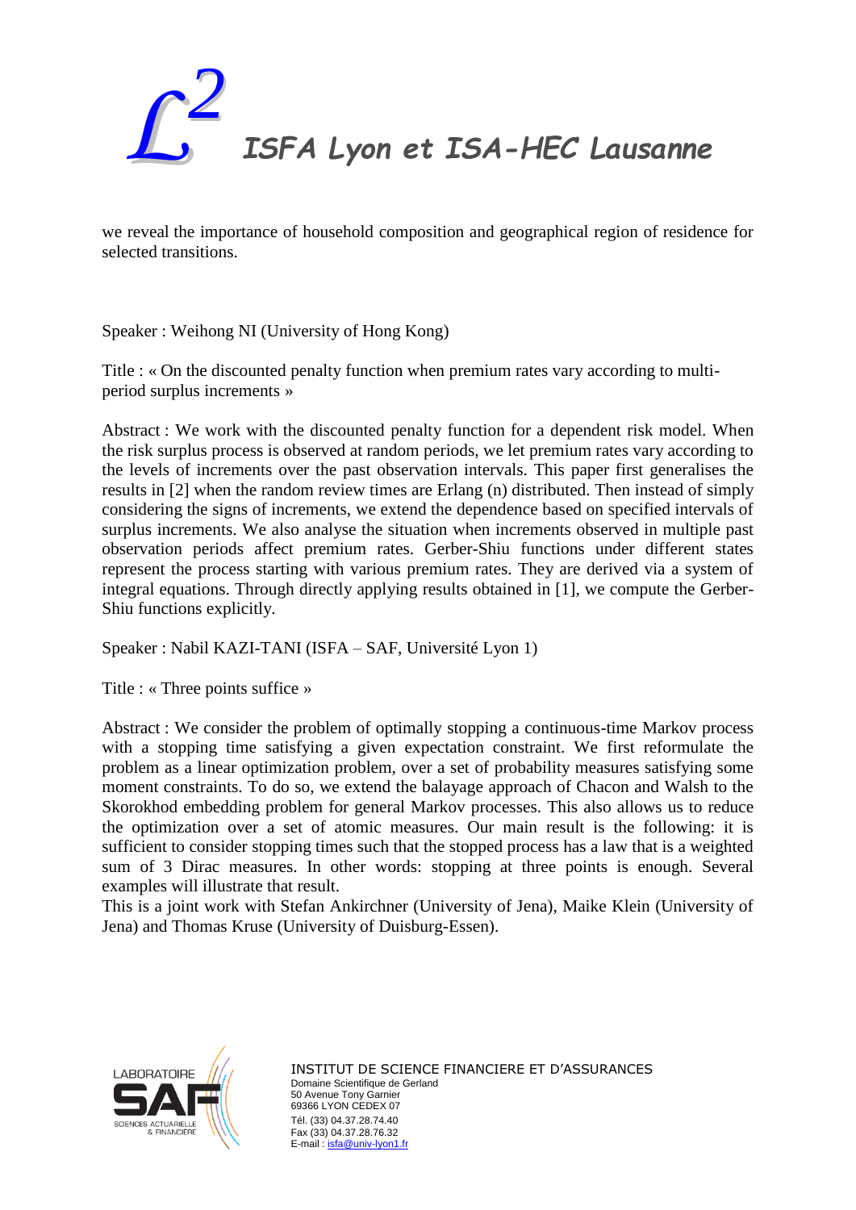we reveal the importance of household composition and geographical region of residence for selected transitions.

Speaker : Weihong NI (University of Hong Kong)

Title : « On the discounted penalty function when premium rates vary according to multi-period surplus increments »

Abstract : We work with the discounted penalty function for a dependent risk model. When the risk surplus process is observed at random periods, we let premium rates vary according to the levels of increments over the past observation intervals. This paper first generalises the results in [2] when the random review times are Erlang (n) distributed. Then instead of simply considering the signs of increments, we extend the dependence based on specified intervals of surplus increments. We also analyse the situation when increments observed in multiple past observation periods affect premium rates. Gerber-Shiu functions under different states represent the process starting with various premium rates. They are derived via a system of integral equations. Through directly applying results obtained in [1], we compute the Gerber-Shiu functions explicitly.

Speaker : Nabil KAZI-TANI (ISFA – SAF, Université Lyon 1)

Title : « Three points suffice »

Abstract : We consider the problem of optimally stopping a continuous-time Markov process with a stopping time satisfying a given expectation constraint. We first reformulate the problem as a linear optimization problem, over a set of probability measures satisfying some moment constraints. To do so, we extend the balayage approach of Chacon and Walsh to the Skorokhod embedding problem for general Markov processes. This also allows us to reduce the optimization over a set of atomic measures. Our main result is the following: it is sufficient to consider stopping times such that the stopped process has a law that is a weighted sum of 3 Dirac measures. In other words: stopping at three points is enough. Several examples will illustrate that result.
This is a joint work with Stefan Ankirchner (University of Jena), Maike Klein (University of Jena) and Thomas Kruse (University of Duisburg-Essen).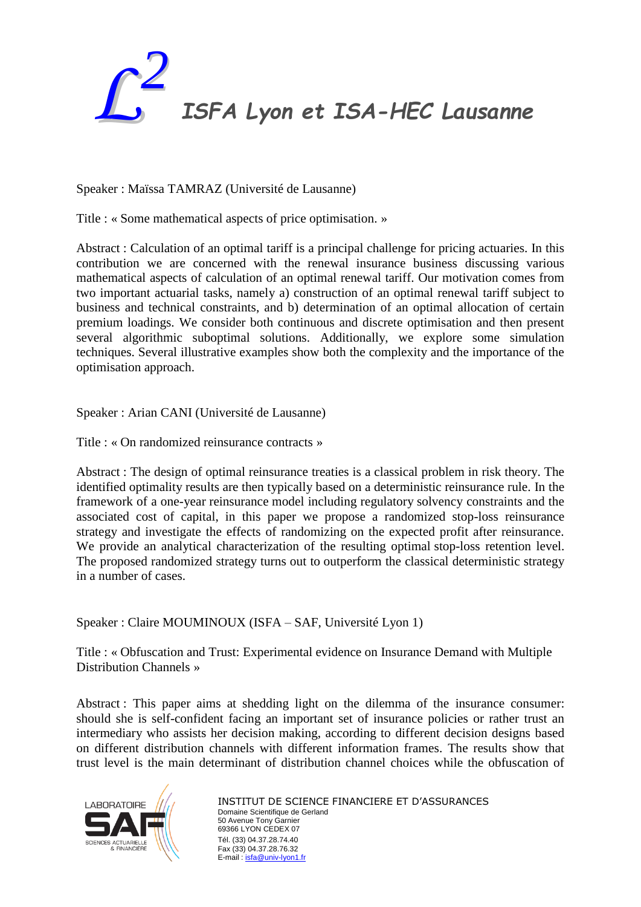Speaker : Maïssa TAMRAZ (Université de Lausanne)

Title : « Some mathematical aspects of price optimisation. »

Abstract : Calculation of an optimal tariff is a principal challenge for pricing actuaries. In this contribution we are concerned with the renewal insurance business discussing various mathematical aspects of calculation of an optimal renewal tariff. Our motivation comes from two important actuarial tasks, namely a) construction of an optimal renewal tariff subject to business and technical constraints, and b) determination of an optimal allocation of certain premium loadings. We consider both continuous and discrete optimisation and then present several algorithmic suboptimal solutions. Additionally, we explore some simulation techniques. Several illustrative examples show both the complexity and the importance of the optimisation approach.

Speaker : Arian CANI (Université de Lausanne)

Title : « On randomized reinsurance contracts »

Abstract : The design of optimal reinsurance treaties is a classical problem in risk theory. The identified optimality results are then typically based on a deterministic reinsurance rule. In the framework of a one-year reinsurance model including regulatory solvency constraints and the associated cost of capital, in this paper we propose a randomized stop-loss reinsurance strategy and investigate the effects of randomizing on the expected profit after reinsurance. We provide an analytical characterization of the resulting optimal stop-loss retention level. The proposed randomized strategy turns out to outperform the classical deterministic strategy in a number of cases.

Speaker : Claire MOUMINOUX (ISFA – SAF, Université Lyon 1)

Title : « Obfuscation and Trust: Experimental evidence on Insurance Demand with Multiple Distribution Channels »

Abstract : This paper aims at shedding light on the dilemma of the insurance consumer: should she is self-confident facing an important set of insurance policies or rather trust an intermediary who assists her decision making, according to different decision designs based on different distribution channels with different information frames. The results show that trust level is the main determinant of distribution channel choices while the obfuscation of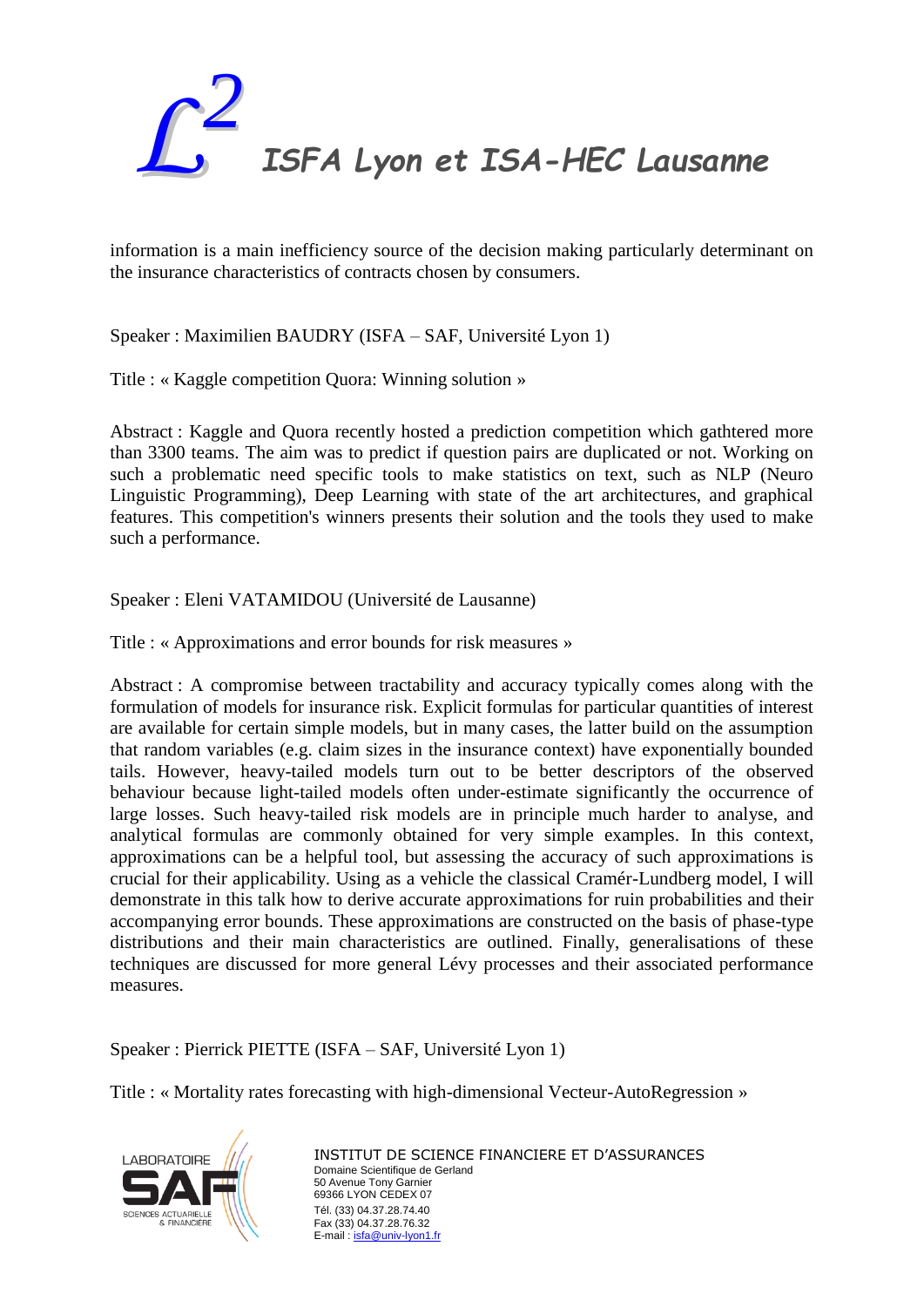information is a main inefficiency source of the decision making particularly determinant on the insurance characteristics of contracts chosen by consumers.

Speaker : Maximilien BAUDRY (ISFA – SAF, Université Lyon 1)

Title : « Kaggle competition Quora: Winning solution »

Abstract : Kaggle and Quora recently hosted a prediction competition which gathtered more than 3300 teams. The aim was to predict if question pairs are duplicated or not. Working on such a problematic need specific tools to make statistics on text, such as NLP (Neuro Linguistic Programming), Deep Learning with state of the art architectures, and graphical features. This competition's winners presents their solution and the tools they used to make such a performance.

Speaker : Eleni VATAMIDOU (Université de Lausanne)

Title : « Approximations and error bounds for risk measures »

Abstract : A compromise between tractability and accuracy typically comes along with the formulation of models for insurance risk. Explicit formulas for particular quantities of interest are available for certain simple models, but in many cases, the latter build on the assumption that random variables (e.g. claim sizes in the insurance context) have exponentially bounded tails. However, heavy-tailed models turn out to be better descriptors of the observed behaviour because light-tailed models often under-estimate significantly the occurrence of large losses. Such heavy-tailed risk models are in principle much harder to analyse, and analytical formulas are commonly obtained for very simple examples. In this context, approximations can be a helpful tool, but assessing the accuracy of such approximations is crucial for their applicability. Using as a vehicle the classical Cramér-Lundberg model, I will demonstrate in this talk how to derive accurate approximations for ruin probabilities and their accompanying error bounds. These approximations are constructed on the basis of phase-type distributions and their main characteristics are outlined. Finally, generalisations of these techniques are discussed for more general Lévy processes and their associated performance measures.

Speaker : Pierrick PIETTE (ISFA – SAF, Université Lyon 1)

Title : « Mortality rates forecasting with high-dimensional Vecteur-AutoRegression »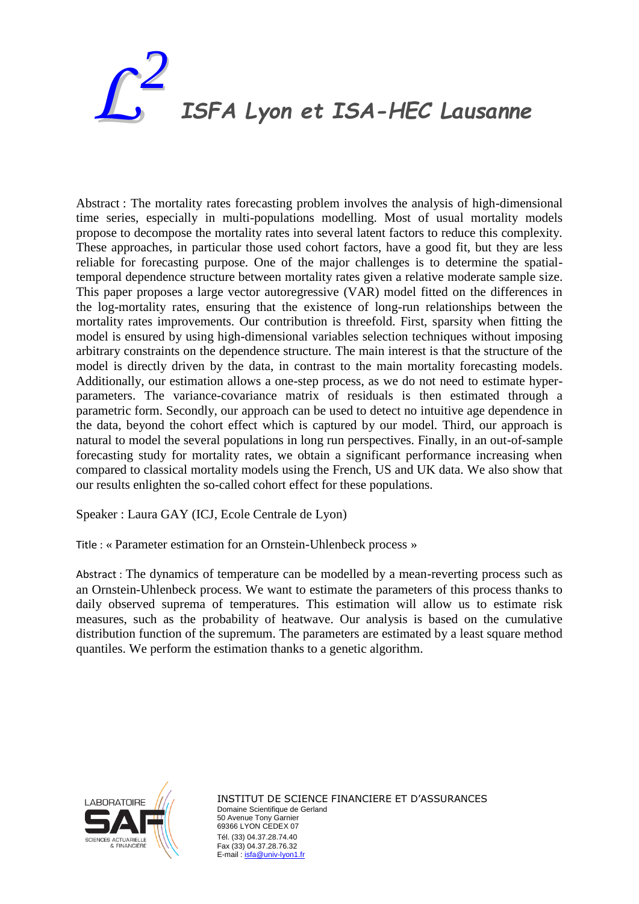Abstract : The mortality rates forecasting problem involves the analysis of high-dimensional time series, especially in multi-populations modelling. Most of usual mortality models propose to decompose the mortality rates into several latent factors to reduce this complexity. These approaches, in particular those used cohort factors, have a good fit, but they are less reliable for forecasting purpose. One of the major challenges is to determine the spatial-temporal dependence structure between mortality rates given a relative moderate sample size. This paper proposes a large vector autoregressive (VAR) model fitted on the differences in the log-mortality rates, ensuring that the existence of long-run relationships between the mortality rates improvements. Our contribution is threefold. First, sparsity when fitting the model is ensured by using high-dimensional variables selection techniques without imposing arbitrary constraints on the dependence structure. The main interest is that the structure of the model is directly driven by the data, in contrast to the main mortality forecasting models. Additionally, our estimation allows a one-step process, as we do not need to estimate hyper-parameters. The variance-covariance matrix of residuals is then estimated through a parametric form. Secondly, our approach can be used to detect no intuitive age dependence in the data, beyond the cohort effect which is captured by our model. Third, our approach is natural to model the several populations in long run perspectives. Finally, in an out-of-sample forecasting study for mortality rates, we obtain a significant performance increasing when compared to classical mortality models using the French, US and UK data. We also show that our results enlighten the so-called cohort effect for these populations.

Speaker : Laura GAY (ICJ, Ecole Centrale de Lyon)

Title : « Parameter estimation for an Ornstein-Uhlenbeck process »

Abstract : The dynamics of temperature can be modelled by a mean-reverting process such as an Ornstein-Uhlenbeck process. We want to estimate the parameters of this process thanks to daily observed suprema of temperatures. This estimation will allow us to estimate risk measures, such as the probability of heatwave. Our analysis is based on the cumulative distribution function of the supremum. The parameters are estimated by a least square method quantiles. We perform the estimation thanks to a genetic algorithm.